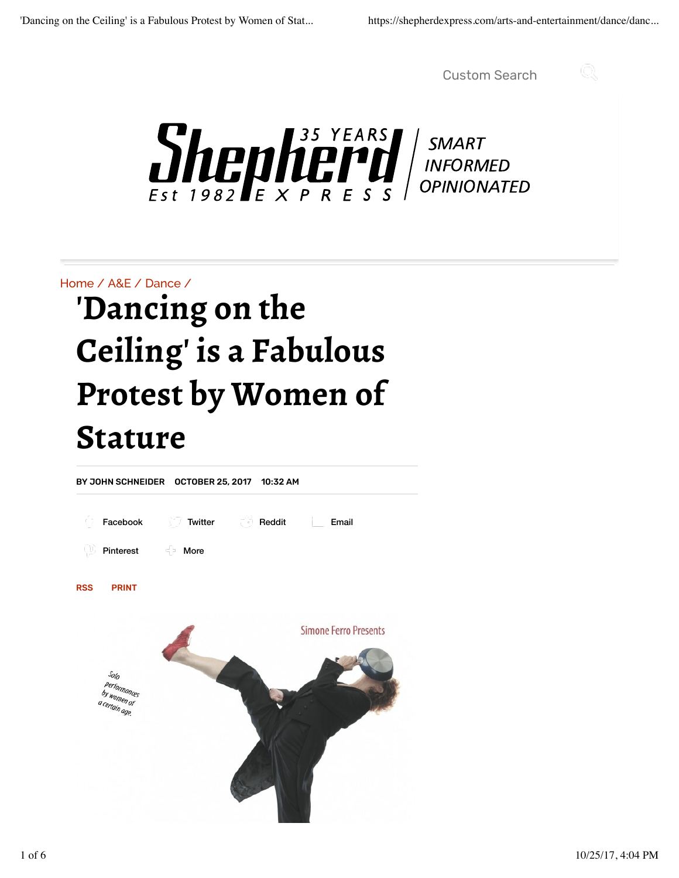Custom Search

Shepherd Express — 35 YEARS — Est 1982 — SMART INFORMED OPINIONATED

Home / A&E / Dance /

# 'Dancing on the Ceiling' is a Fabulous Protest by Women of Stature

**BY JOHN SCHNEIDER OCTOBER 25, 2017 10:32 AM**

Facebook Twitter Reddit Email

Pinterest More

RSS PRINT

Simone Ferro Presents

Solo performances by women of a certain age.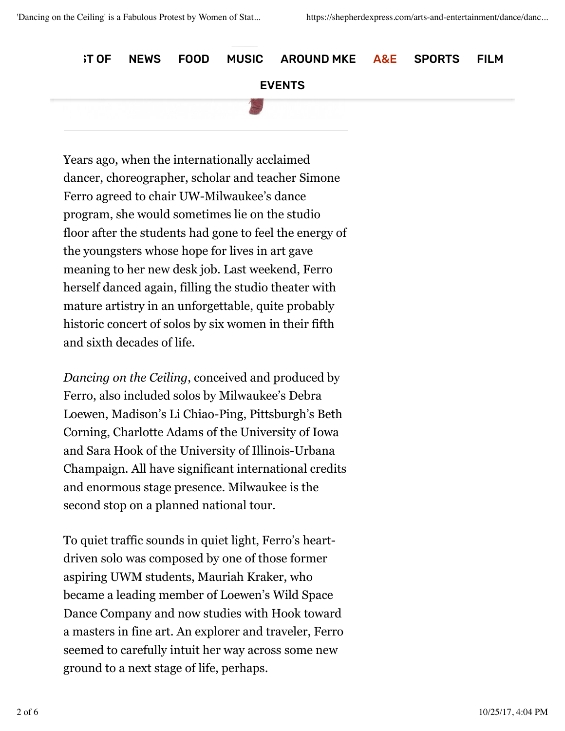Years ago, when the internationally acclaimed dancer, choreographer, scholar and teacher Simone Ferro agreed to chair UW-Milwaukee's dance program, she would sometimes lie on the studio floor after the students had gone to feel the energy of the youngsters whose hope for lives in art gave meaning to her new desk job. Last weekend, Ferro herself danced again, filling the studio theater with mature artistry in an unforgettable, quite probably historic concert of solos by six women in their fifth and sixth decades of life.

*Dancing on the Ceiling*, conceived and produced by Ferro, also included solos by Milwaukee's Debra Loewen, Madison's Li Chiao-Ping, Pittsburgh's Beth Corning, Charlotte Adams of the University of Iowa and Sara Hook of the University of Illinois-Urbana Champaign. All have significant international credits and enormous stage presence. Milwaukee is the second stop on a planned national tour.

To quiet traffic sounds in quiet light, Ferro's heart-driven solo was composed by one of those former aspiring UWM students, Mauriah Kraker, who became a leading member of Loewen's Wild Space Dance Company and now studies with Hook toward a masters in fine art. An explorer and traveler, Ferro seemed to carefully intuit her way across some new ground to a next stage of life, perhaps.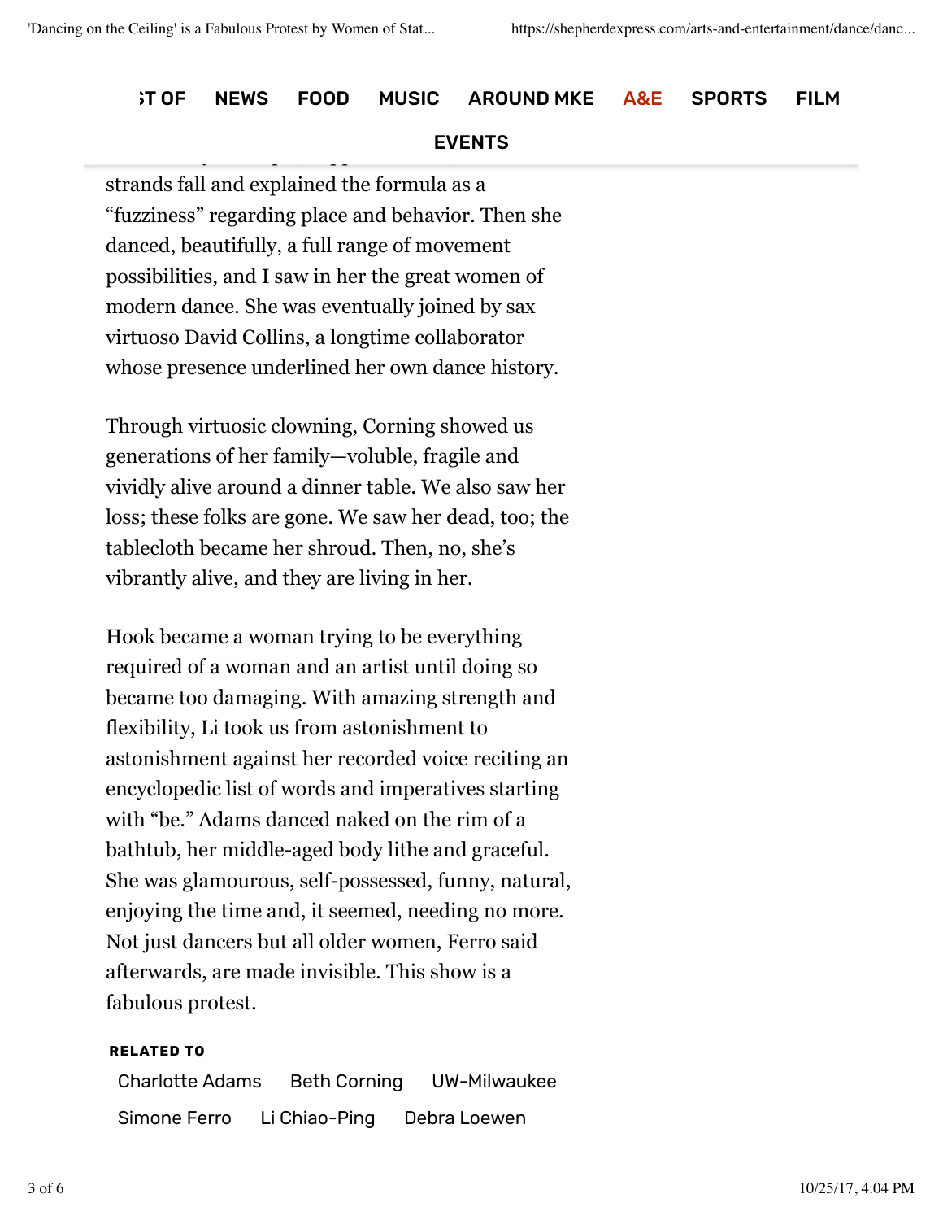strands fall and explained the formula as a "fuzziness" regarding place and behavior. Then she danced, beautifully, a full range of movement possibilities, and I saw in her the great women of modern dance. She was eventually joined by sax virtuoso David Collins, a longtime collaborator whose presence underlined her own dance history.

Through virtuosic clowning, Corning showed us generations of her family—voluble, fragile and vividly alive around a dinner table. We also saw her loss; these folks are gone. We saw her dead, too; the tablecloth became her shroud. Then, no, she's vibrantly alive, and they are living in her.

Hook became a woman trying to be everything required of a woman and an artist until doing so became too damaging. With amazing strength and flexibility, Li took us from astonishment to astonishment against her recorded voice reciting an encyclopedic list of words and imperatives starting with "be." Adams danced naked on the rim of a bathtub, her middle-aged body lithe and graceful. She was glamourous, self-possessed, funny, natural, enjoying the time and, it seemed, needing no more. Not just dancers but all older women, Ferro said afterwards, are made invisible. This show is a fabulous protest.

**RELATED TO**

Charlotte Adams | Beth Corning | UW-Milwaukee | Simone Ferro | Li Chiao-Ping | Debra Loewen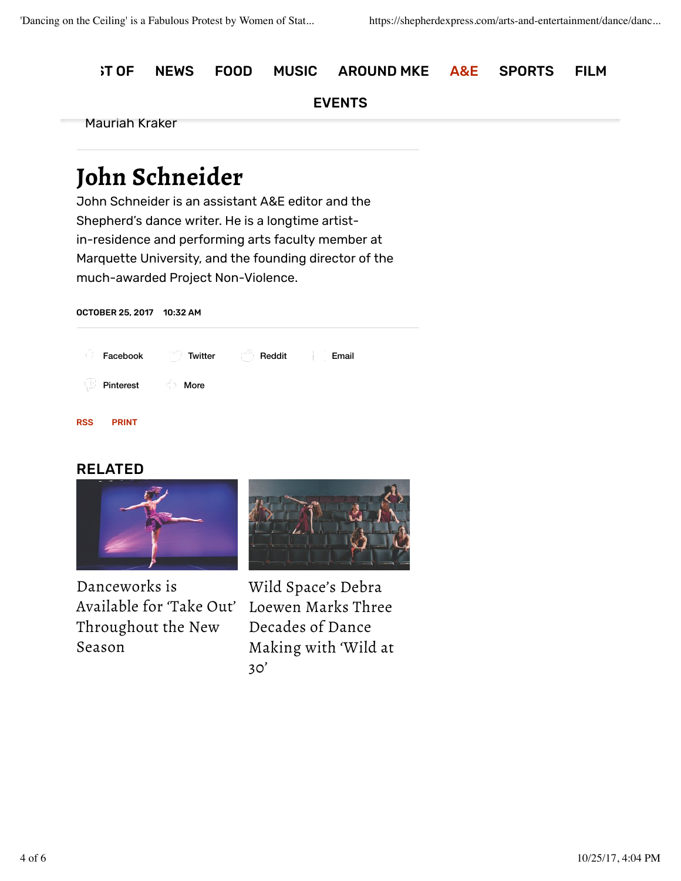ST OF NEWS FOOD MUSIC AROUND MKE A&E SPORTS FILM

EVENTS

Mauriah Kraker

## John Schneider

John Schneider is an assistant A&E editor and the Shepherd's dance writer. He is a longtime artist-in-residence and performing arts faculty member at Marquette University, and the founding director of the much-awarded Project Non-Violence.

OCTOBER 25, 2017 10:32 AM

Facebook Twitter Reddit Email

Pinterest More

RSS PRINT

### RELATED

Danceworks is Available for 'Take Out' Throughout the New Season

Wild Space's Debra Loewen Marks Three Decades of Dance Making with 'Wild at 30'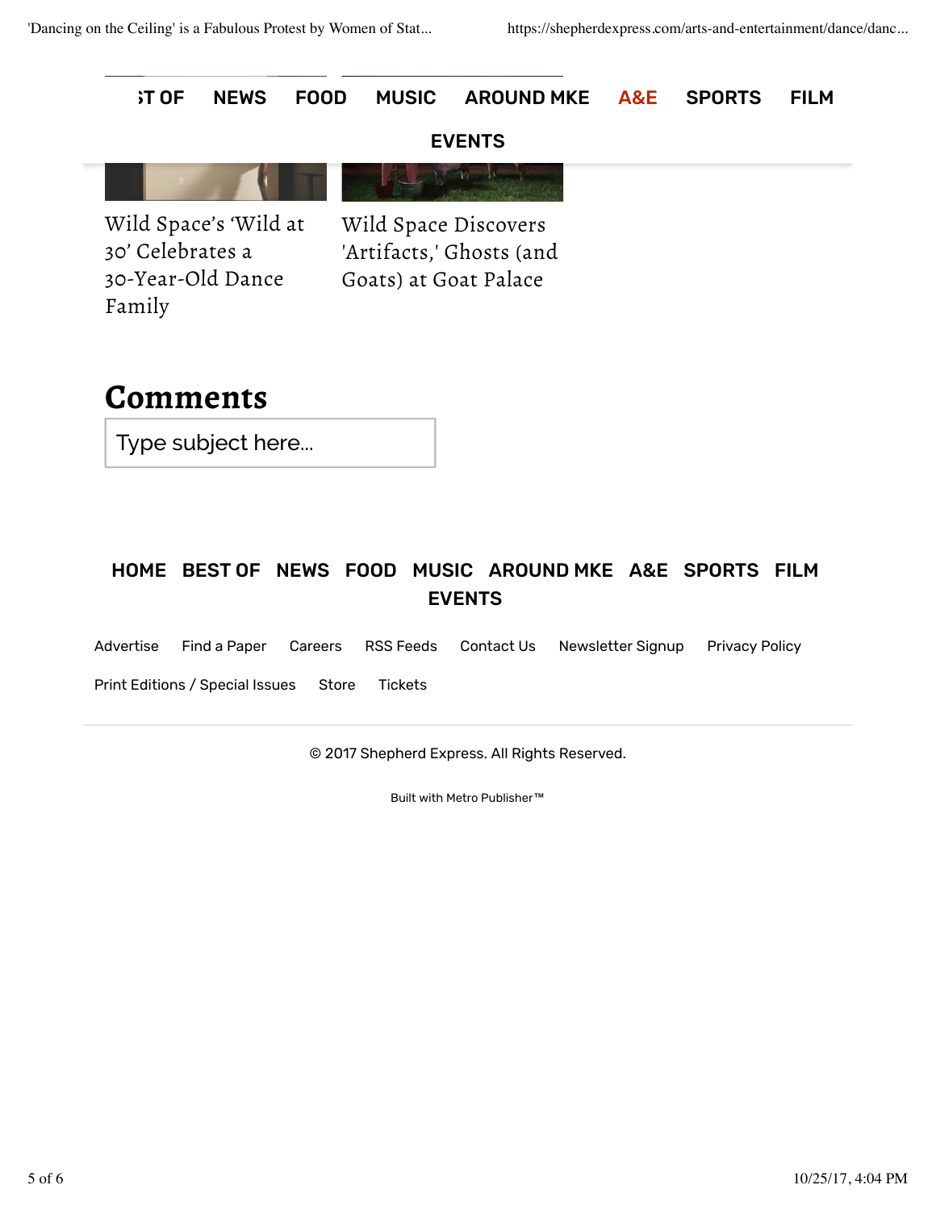ST OF NEWS FOOD MUSIC AROUND MKE A&E SPORTS FILM

EVENTS

Wild Space's 'Wild at 30' Celebrates a 30-Year-Old Dance Family

Wild Space Discovers 'Artifacts,' Ghosts (and Goats) at Goat Palace

## Comments

Type subject here...

HOME BEST OF NEWS FOOD MUSIC AROUND MKE A&E SPORTS FILM EVENTS

Advertise Find a Paper Careers RSS Feeds Contact Us Newsletter Signup Privacy Policy

Print Editions / Special Issues Store Tickets

© 2017 Shepherd Express. All Rights Reserved.

Built with Metro Publisher™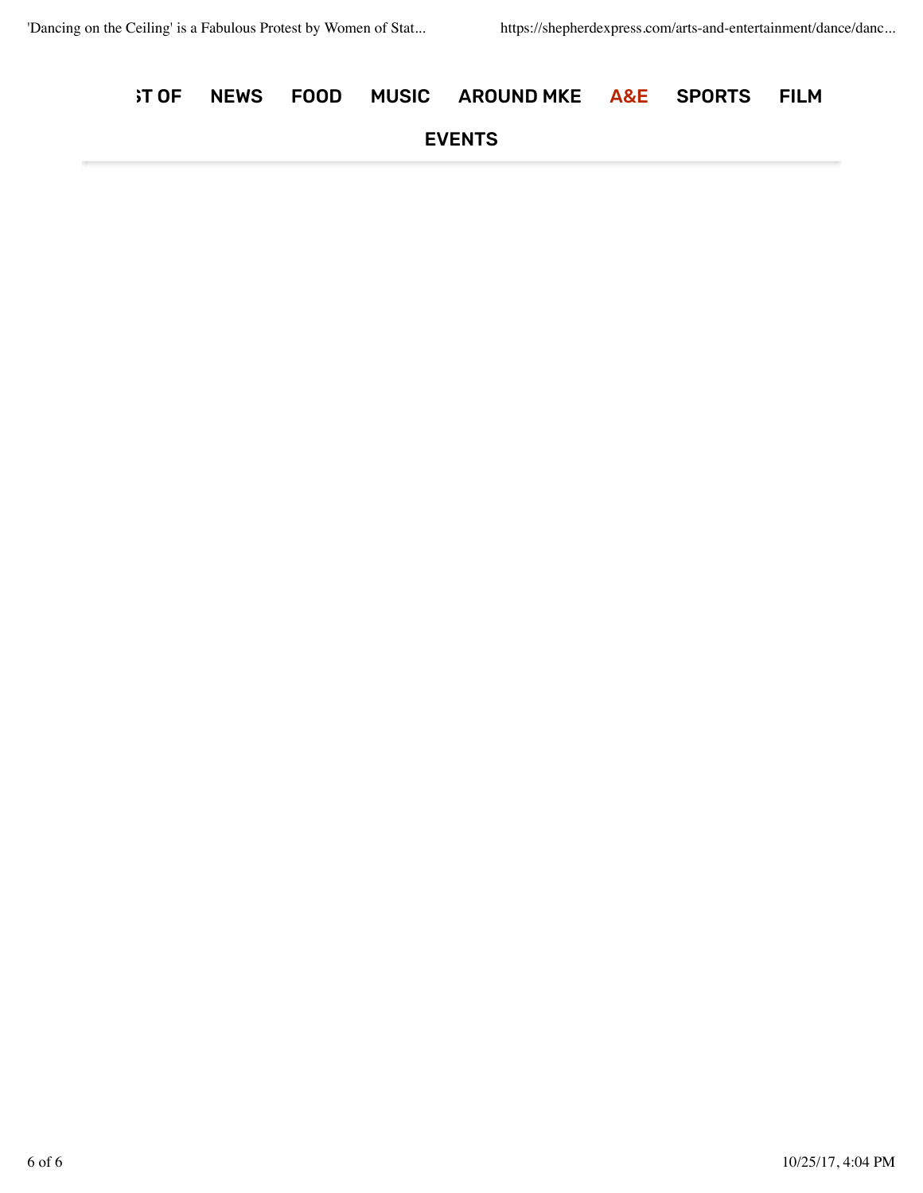ST OF NEWS FOOD MUSIC AROUND MKE A&E SPORTS FILM

EVENTS